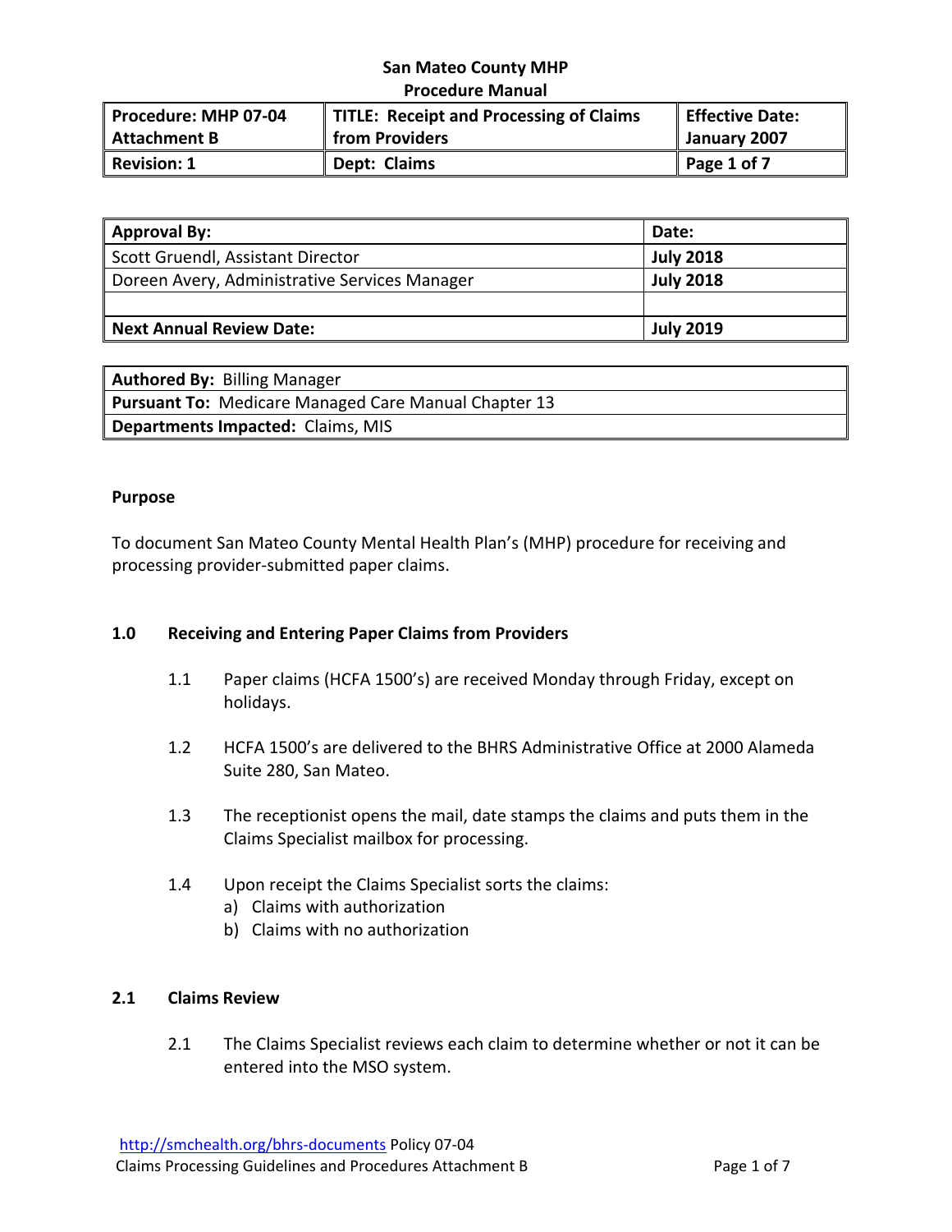San Mateo County MHP
Procedure Manual

| Procedure: MHP 07-04 Attachment B | TITLE: Receipt and Processing of Claims from Providers | Effective Date: January 2007 |
|---|---|---|
| Revision: 1 | Dept: Claims | Page 1 of 7 |

| Approval By: | Date: |
|---|---|
| Scott Gruendl, Assistant Director | July 2018 |
| Doreen Avery, Administrative Services Manager | July 2018 |
| | |
| Next Annual Review Date: | July 2019 |

| **Authored By:** Billing Manager |
|---|
| **Pursuant To:** Medicare Managed Care Manual Chapter 13 |
| **Departments Impacted:** Claims, MIS |

**Purpose**

To document San Mateo County Mental Health Plan's (MHP) procedure for receiving and processing provider-submitted paper claims.

**1.0 Receiving and Entering Paper Claims from Providers**

1.1 Paper claims (HCFA 1500's) are received Monday through Friday, except on holidays.

1.2 HCFA 1500's are delivered to the BHRS Administrative Office at 2000 Alameda Suite 280, San Mateo.

1.3 The receptionist opens the mail, date stamps the claims and puts them in the Claims Specialist mailbox for processing.

1.4 Upon receipt the Claims Specialist sorts the claims:
a) Claims with authorization
b) Claims with no authorization

**2.1 Claims Review**

2.1 The Claims Specialist reviews each claim to determine whether or not it can be entered into the MSO system.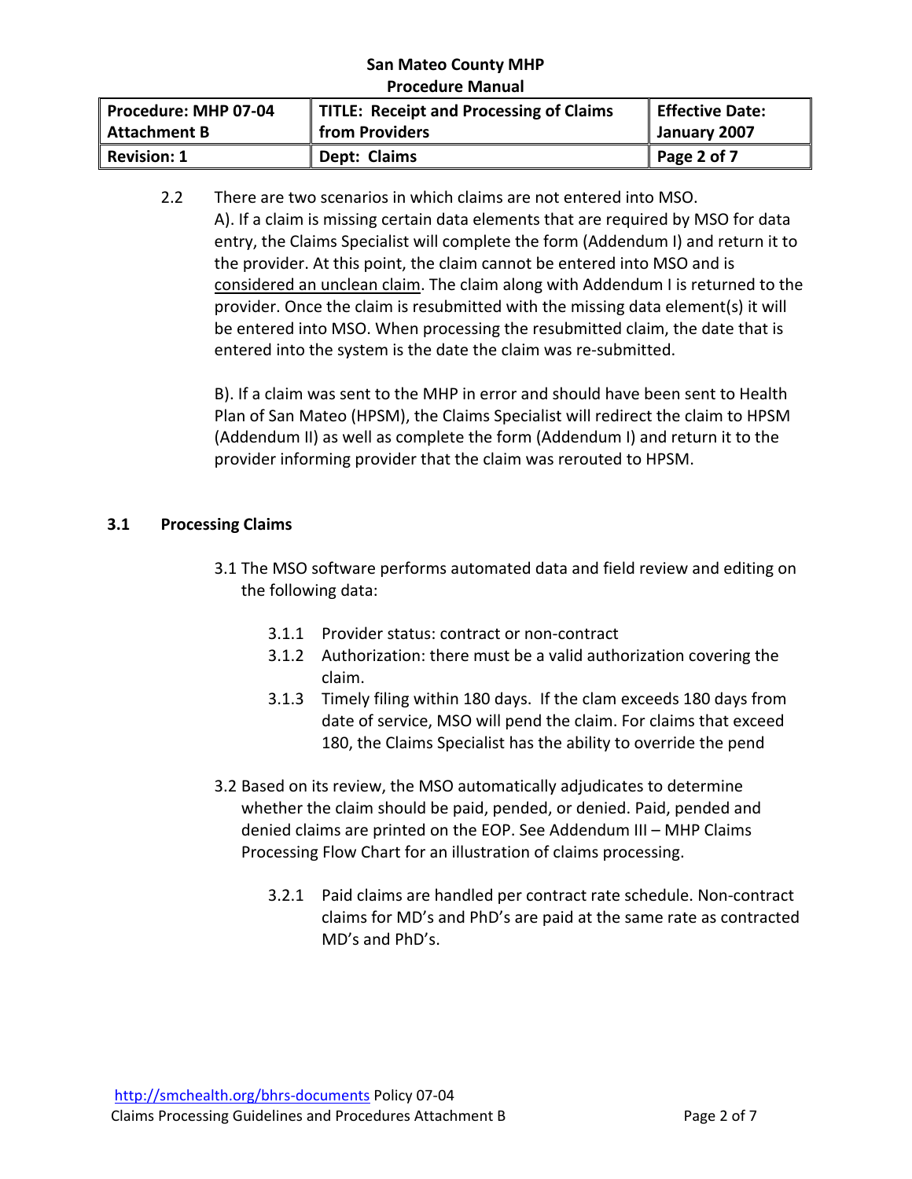2.2 There are two scenarios in which claims are not entered into MSO.

A). If a claim is missing certain data elements that are required by MSO for data entry, the Claims Specialist will complete the form (Addendum I) and return it to the provider. At this point, the claim cannot be entered into MSO and is <u>considered an unclean claim</u>. The claim along with Addendum I is returned to the provider. Once the claim is resubmitted with the missing data element(s) it will be entered into MSO. When processing the resubmitted claim, the date that is entered into the system is the date the claim was re-submitted.

B). If a claim was sent to the MHP in error and should have been sent to Health Plan of San Mateo (HPSM), the Claims Specialist will redirect the claim to HPSM (Addendum II) as well as complete the form (Addendum I) and return it to the provider informing provider that the claim was rerouted to HPSM.

## 3.1 Processing Claims

3.1 The MSO software performs automated data and field review and editing on the following data:

- 3.1.1 Provider status: contract or non-contract
- 3.1.2 Authorization: there must be a valid authorization covering the claim.
- 3.1.3 Timely filing within 180 days. If the clam exceeds 180 days from date of service, MSO will pend the claim. For claims that exceed 180, the Claims Specialist has the ability to override the pend

3.2 Based on its review, the MSO automatically adjudicates to determine whether the claim should be paid, pended, or denied. Paid, pended and denied claims are printed on the EOP. See Addendum III – MHP Claims Processing Flow Chart for an illustration of claims processing.

- 3.2.1 Paid claims are handled per contract rate schedule. Non-contract claims for MD's and PhD's are paid at the same rate as contracted MD's and PhD's.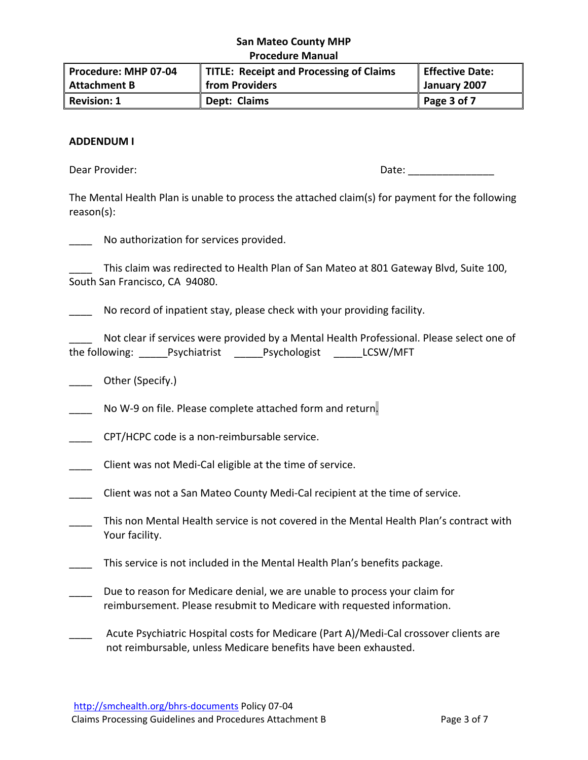**San Mateo County MHP**
**Procedure Manual**

| Procedure: MHP 07-04 Attachment B | TITLE: Receipt and Processing of Claims from Providers | Effective Date: January 2007 |
|---|---|---|
| Revision: 1 | Dept: Claims | Page 3 of 7 |

**ADDENDUM I**

Dear Provider: Date: _______________

The Mental Health Plan is unable to process the attached claim(s) for payment for the following reason(s):

____ No authorization for services provided.

____ This claim was redirected to Health Plan of San Mateo at 801 Gateway Blvd, Suite 100, South San Francisco, CA 94080.

____ No record of inpatient stay, please check with your providing facility.

____ Not clear if services were provided by a Mental Health Professional. Please select one of the following: _____Psychiatrist _____Psychologist _____LCSW/MFT

____ Other (Specify.)

____ No W-9 on file. Please complete attached form and return.

____ CPT/HCPC code is a non-reimbursable service.

____ Client was not Medi-Cal eligible at the time of service.

____ Client was not a San Mateo County Medi-Cal recipient at the time of service.

____ This non Mental Health service is not covered in the Mental Health Plan's contract with Your facility.

____ This service is not included in the Mental Health Plan's benefits package.

____ Due to reason for Medicare denial, we are unable to process your claim for reimbursement. Please resubmit to Medicare with requested information.

____ Acute Psychiatric Hospital costs for Medicare (Part A)/Medi-Cal crossover clients are not reimbursable, unless Medicare benefits have been exhausted.

http://smchealth.org/bhrs-documents Policy 07-04
Claims Processing Guidelines and Procedures Attachment B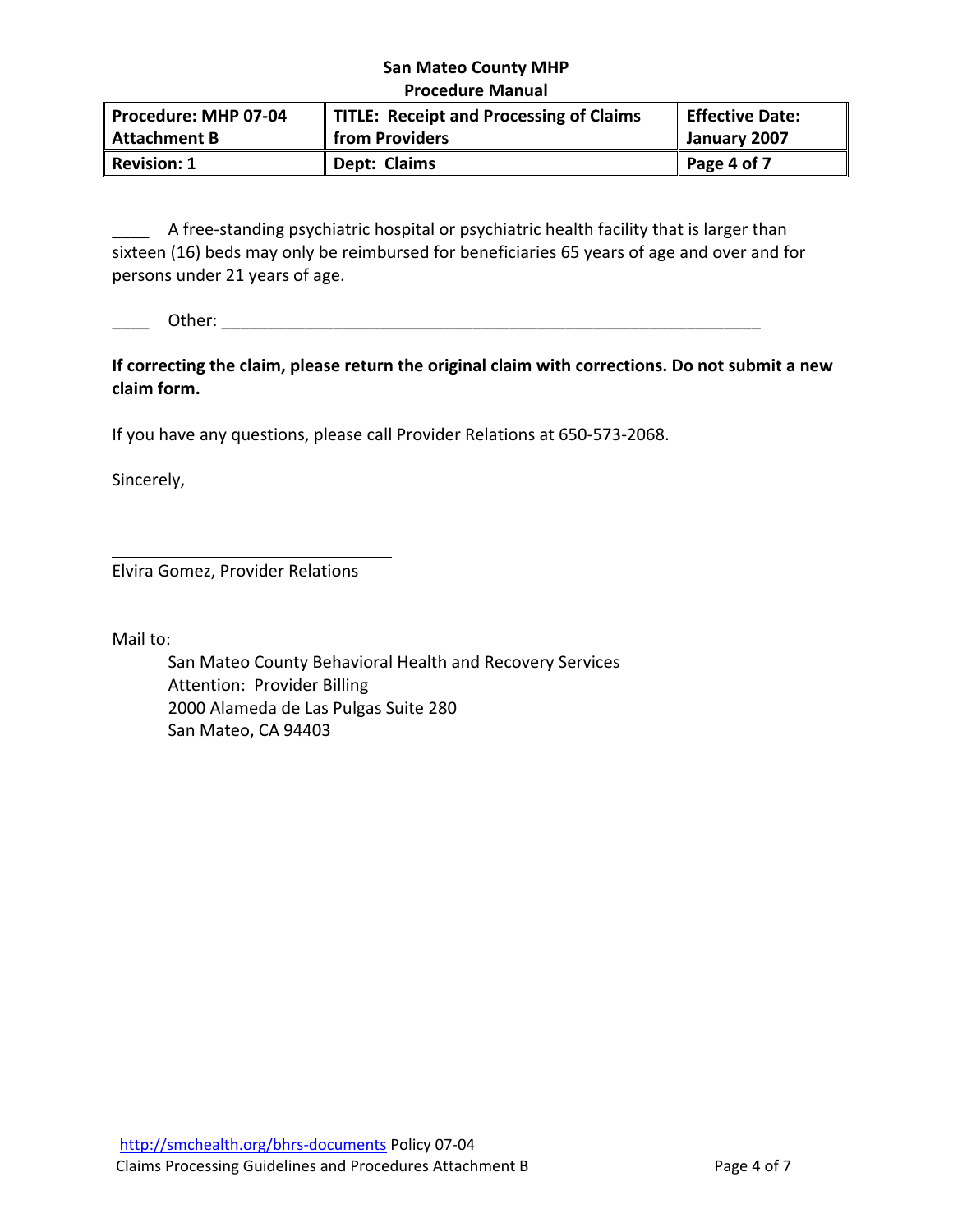____ A free-standing psychiatric hospital or psychiatric health facility that is larger than sixteen (16) beds may only be reimbursed for beneficiaries 65 years of age and over and for persons under 21 years of age.

____ Other: ___________________________________________________________

**If correcting the claim, please return the original claim with corrections. Do not submit a new claim form.**

If you have any questions, please call Provider Relations at 650-573-2068.

Sincerely,

_______________________________

Elvira Gomez, Provider Relations

Mail to:

San Mateo County Behavioral Health and Recovery Services
Attention: Provider Billing
2000 Alameda de Las Pulgas Suite 280
San Mateo, CA 94403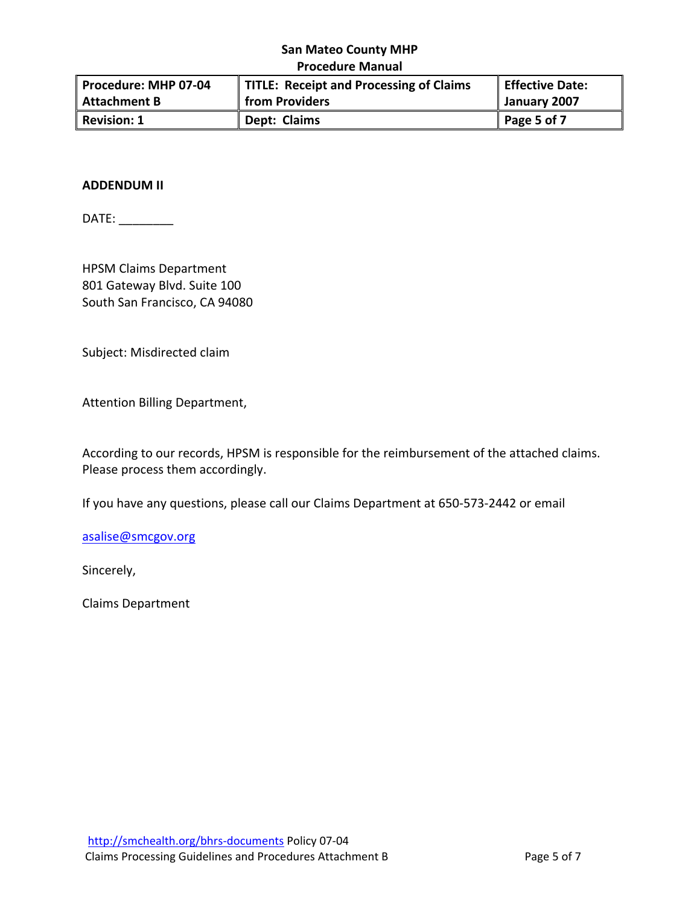**San Mateo County MHP**
**Procedure Manual**

| Procedure: MHP 07-04 Attachment B | TITLE: Receipt and Processing of Claims from Providers | Effective Date: January 2007 |
|---|---|---|
| Revision: 1 | Dept: Claims | Page 5 of 7 |

**ADDENDUM II**

DATE: ________

HPSM Claims Department
801 Gateway Blvd. Suite 100
South San Francisco, CA 94080

Subject: Misdirected claim

Attention Billing Department,

According to our records, HPSM is responsible for the reimbursement of the attached claims. Please process them accordingly.

If you have any questions, please call our Claims Department at 650-573-2442 or email

asalise@smcgov.org

Sincerely,

Claims Department

http://smchealth.org/bhrs-documents Policy 07-04
Claims Processing Guidelines and Procedures Attachment B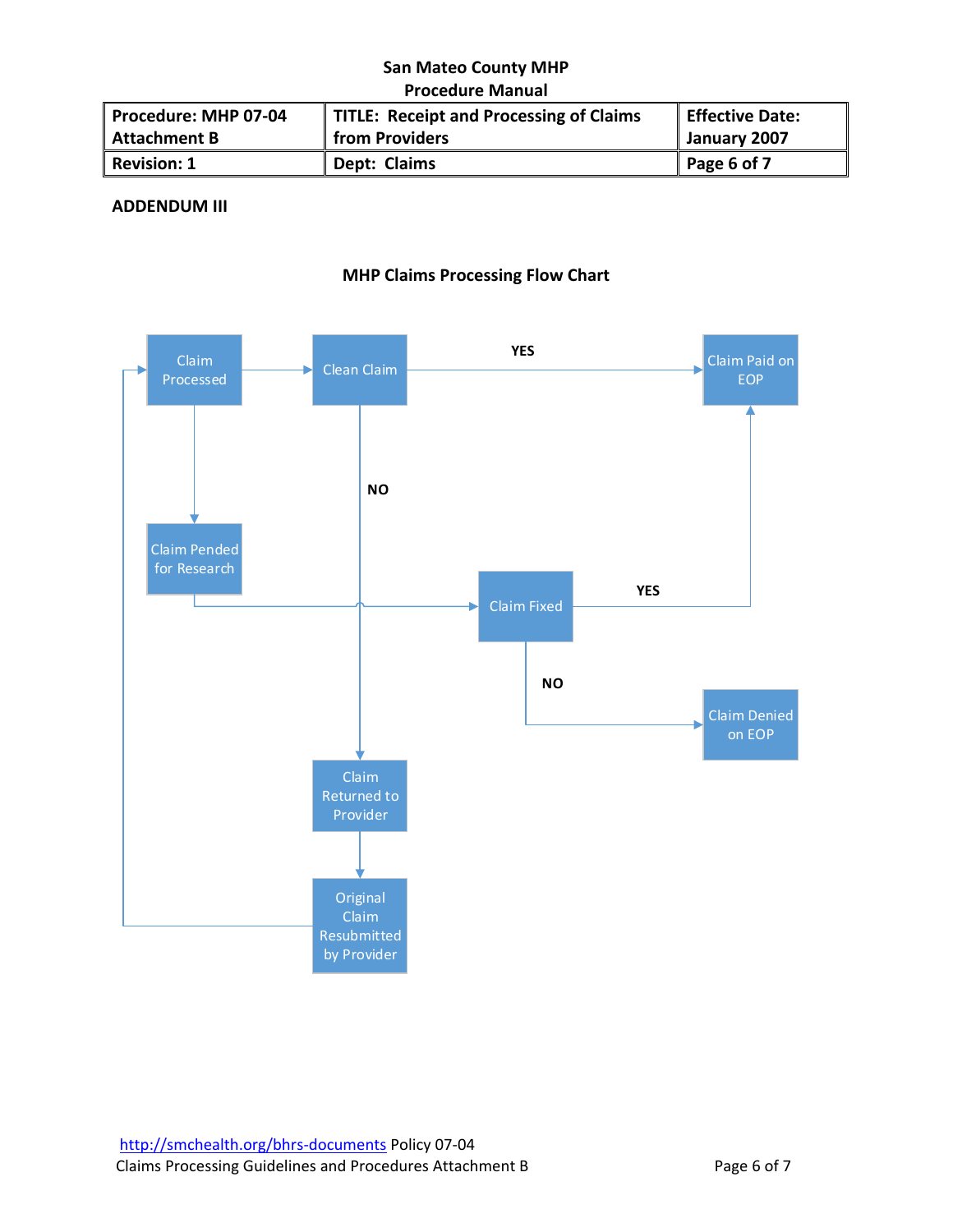**ADDENDUM III**

## MHP Claims Processing Flow Chart

- Claim Processed → Clean Claim
  - YES → Claim Paid on EOP
  - NO → Claim Returned to Provider → Original Claim Resubmitted by Provider → Claim Processed
- Claim Processed → Claim Pended for Research → Claim Fixed
  - YES → Claim Paid on EOP
  - NO → Claim Denied on EOP